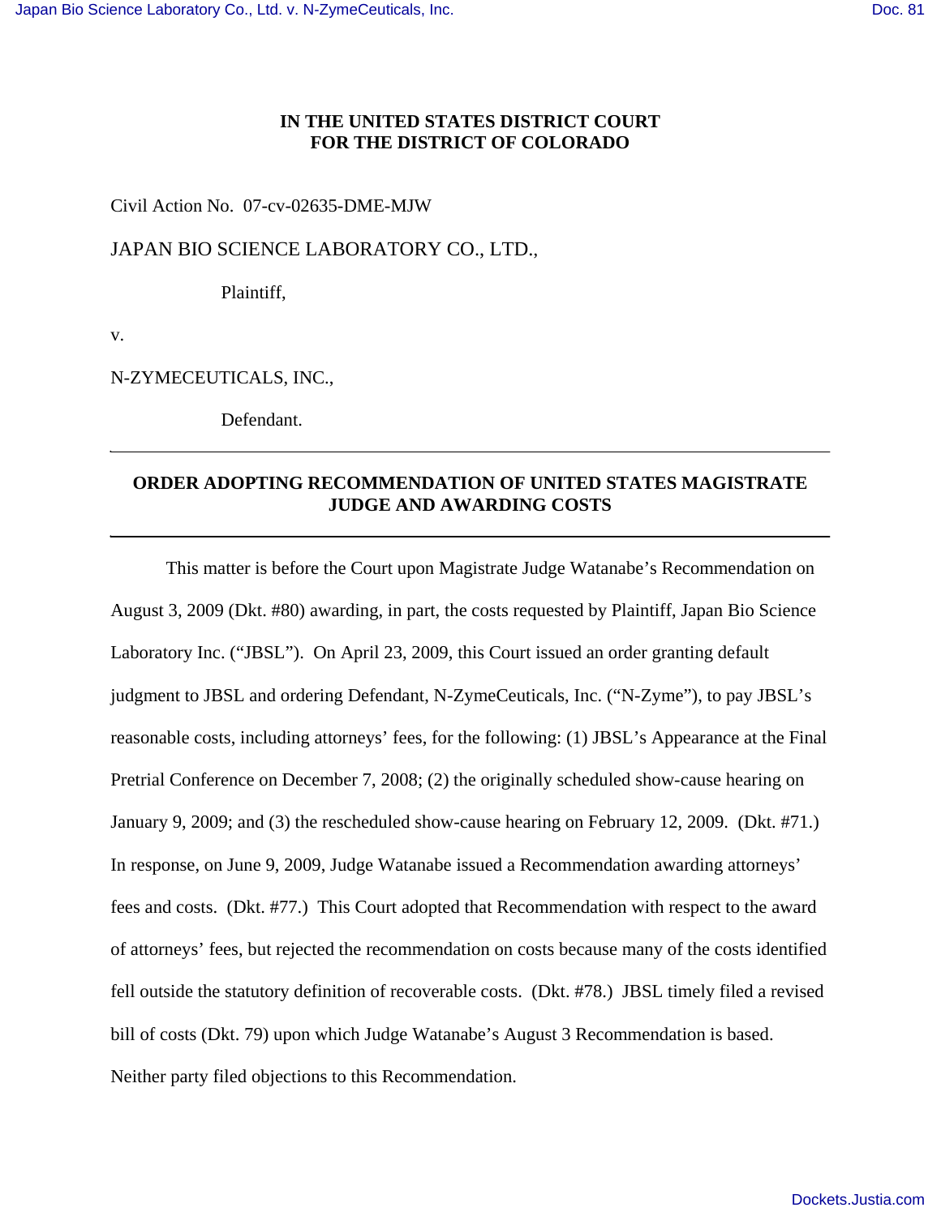**IN THE UNITED STATES DISTRICT COURT**
**FOR THE DISTRICT OF COLORADO**

Civil Action No. 07-cv-02635-DME-MJW

JAPAN BIO SCIENCE LABORATORY CO., LTD.,

Plaintiff,

v.

N-ZYMECEUTICALS, INC.,

Defendant.

---

## ORDER ADOPTING RECOMMENDATION OF UNITED STATES MAGISTRATE JUDGE AND AWARDING COSTS

---

This matter is before the Court upon Magistrate Judge Watanabe's Recommendation on August 3, 2009 (Dkt. #80) awarding, in part, the costs requested by Plaintiff, Japan Bio Science Laboratory Inc. ("JBSL"). On April 23, 2009, this Court issued an order granting default judgment to JBSL and ordering Defendant, N-ZymeCeuticals, Inc. ("N-Zyme"), to pay JBSL's reasonable costs, including attorneys' fees, for the following: (1) JBSL's Appearance at the Final Pretrial Conference on December 7, 2008; (2) the originally scheduled show-cause hearing on January 9, 2009; and (3) the rescheduled show-cause hearing on February 12, 2009. (Dkt. #71.) In response, on June 9, 2009, Judge Watanabe issued a Recommendation awarding attorneys' fees and costs. (Dkt. #77.) This Court adopted that Recommendation with respect to the award of attorneys' fees, but rejected the recommendation on costs because many of the costs identified fell outside the statutory definition of recoverable costs. (Dkt. #78.) JBSL timely filed a revised bill of costs (Dkt. 79) upon which Judge Watanabe's August 3 Recommendation is based. Neither party filed objections to this Recommendation.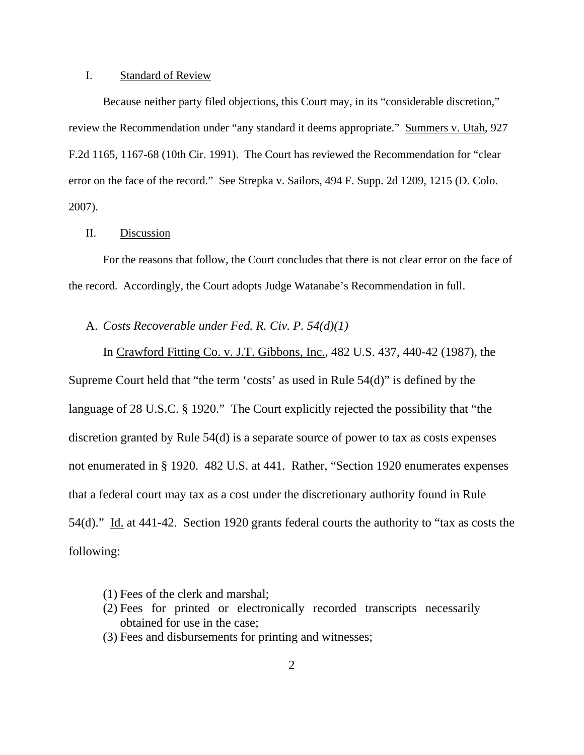## I. Standard of Review

Because neither party filed objections, this Court may, in its "considerable discretion," review the Recommendation under "any standard it deems appropriate." Summers v. Utah, 927 F.2d 1165, 1167-68 (10th Cir. 1991). The Court has reviewed the Recommendation for "clear error on the face of the record." See Strepka v. Sailors, 494 F. Supp. 2d 1209, 1215 (D. Colo. 2007).

## II. Discussion

For the reasons that follow, the Court concludes that there is not clear error on the face of the record. Accordingly, the Court adopts Judge Watanabe's Recommendation in full.

### A. *Costs Recoverable under Fed. R. Civ. P. 54(d)(1)*

In Crawford Fitting Co. v. J.T. Gibbons, Inc., 482 U.S. 437, 440-42 (1987), the Supreme Court held that "the term 'costs' as used in Rule 54(d)" is defined by the language of 28 U.S.C. § 1920." The Court explicitly rejected the possibility that "the discretion granted by Rule 54(d) is a separate source of power to tax as costs expenses not enumerated in § 1920. 482 U.S. at 441. Rather, "Section 1920 enumerates expenses that a federal court may tax as a cost under the discretionary authority found in Rule 54(d)." Id. at 441-42. Section 1920 grants federal courts the authority to "tax as costs the following:

> (1) Fees of the clerk and marshal;
> (2) Fees for printed or electronically recorded transcripts necessarily obtained for use in the case;
> (3) Fees and disbursements for printing and witnesses;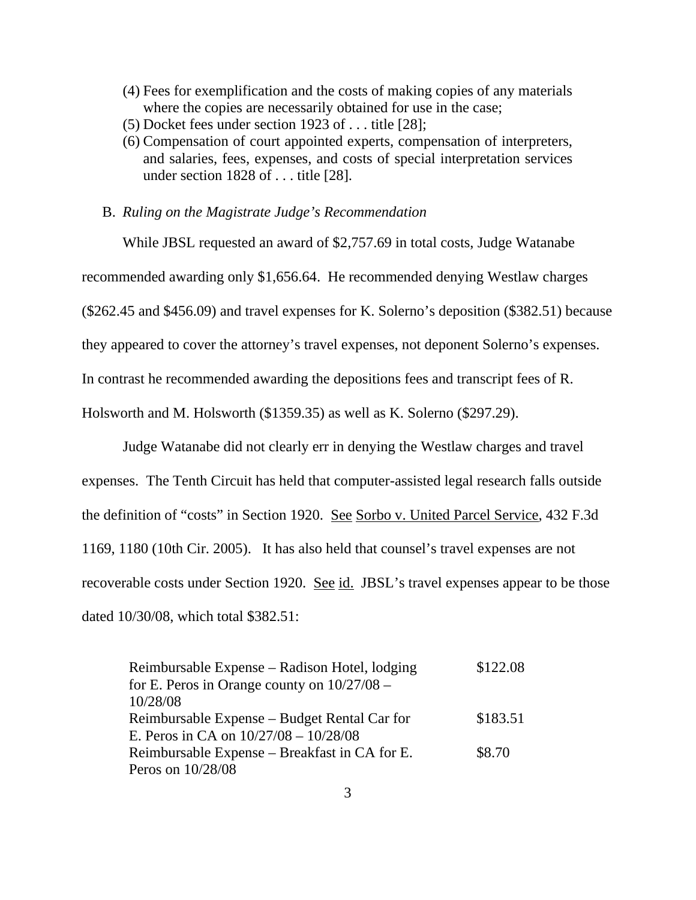(4) Fees for exemplification and the costs of making copies of any materials where the copies are necessarily obtained for use in the case;
(5) Docket fees under section 1923 of . . . title [28];
(6) Compensation of court appointed experts, compensation of interpreters, and salaries, fees, expenses, and costs of special interpretation services under section 1828 of . . . title [28].

B. *Ruling on the Magistrate Judge's Recommendation*

While JBSL requested an award of $2,757.69 in total costs, Judge Watanabe recommended awarding only $1,656.64. He recommended denying Westlaw charges ($262.45 and $456.09) and travel expenses for K. Solerno's deposition ($382.51) because they appeared to cover the attorney's travel expenses, not deponent Solerno's expenses. In contrast he recommended awarding the depositions fees and transcript fees of R. Holsworth and M. Holsworth ($1359.35) as well as K. Solerno ($297.29).

Judge Watanabe did not clearly err in denying the Westlaw charges and travel expenses. The Tenth Circuit has held that computer-assisted legal research falls outside the definition of "costs" in Section 1920. See Sorbo v. United Parcel Service, 432 F.3d 1169, 1180 (10th Cir. 2005). It has also held that counsel's travel expenses are not recoverable costs under Section 1920. See id. JBSL's travel expenses appear to be those dated 10/30/08, which total $382.51:

| | |
|---|---|
| Reimbursable Expense – Radison Hotel, lodging for E. Peros in Orange county on 10/27/08 – 10/28/08 | $122.08 |
| Reimbursable Expense – Budget Rental Car for E. Peros in CA on 10/27/08 – 10/28/08 | $183.51 |
| Reimbursable Expense – Breakfast in CA for E. Peros on 10/28/08 | $8.70 |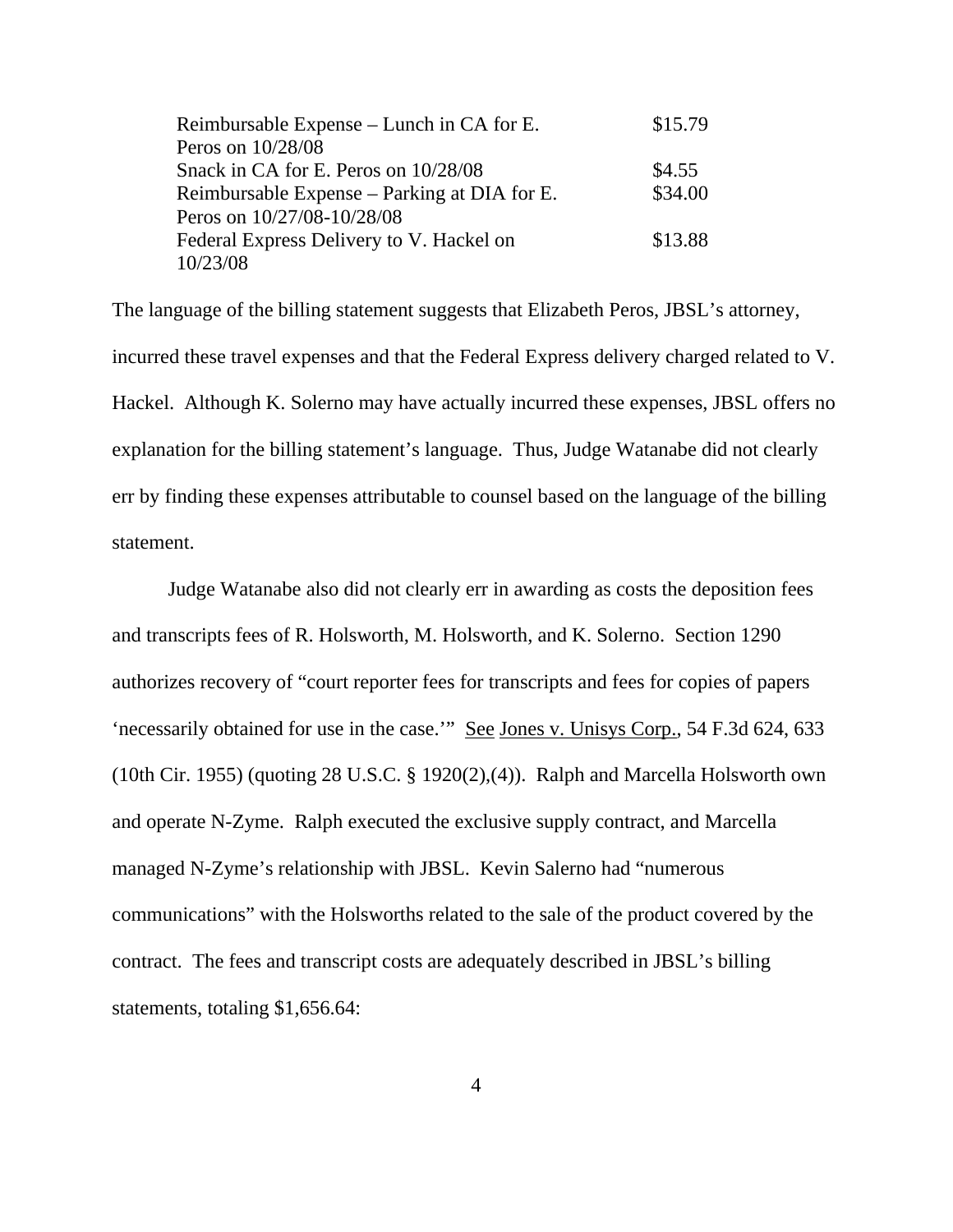| | |
|---|---|
| Reimbursable Expense – Lunch in CA for E. Peros on 10/28/08 | $15.79 |
| Snack in CA for E. Peros on 10/28/08 | $4.55 |
| Reimbursable Expense – Parking at DIA for E. Peros on 10/27/08-10/28/08 | $34.00 |
| Federal Express Delivery to V. Hackel on 10/23/08 | $13.88 |

The language of the billing statement suggests that Elizabeth Peros, JBSL's attorney, incurred these travel expenses and that the Federal Express delivery charged related to V. Hackel. Although K. Solerno may have actually incurred these expenses, JBSL offers no explanation for the billing statement's language. Thus, Judge Watanabe did not clearly err by finding these expenses attributable to counsel based on the language of the billing statement.

Judge Watanabe also did not clearly err in awarding as costs the deposition fees and transcripts fees of R. Holsworth, M. Holsworth, and K. Solerno. Section 1290 authorizes recovery of "court reporter fees for transcripts and fees for copies of papers 'necessarily obtained for use in the case.'" See Jones v. Unisys Corp., 54 F.3d 624, 633 (10th Cir. 1955) (quoting 28 U.S.C. § 1920(2),(4)). Ralph and Marcella Holsworth own and operate N-Zyme. Ralph executed the exclusive supply contract, and Marcella managed N-Zyme's relationship with JBSL. Kevin Salerno had "numerous communications" with the Holsworths related to the sale of the product covered by the contract. The fees and transcript costs are adequately described in JBSL's billing statements, totaling $1,656.64: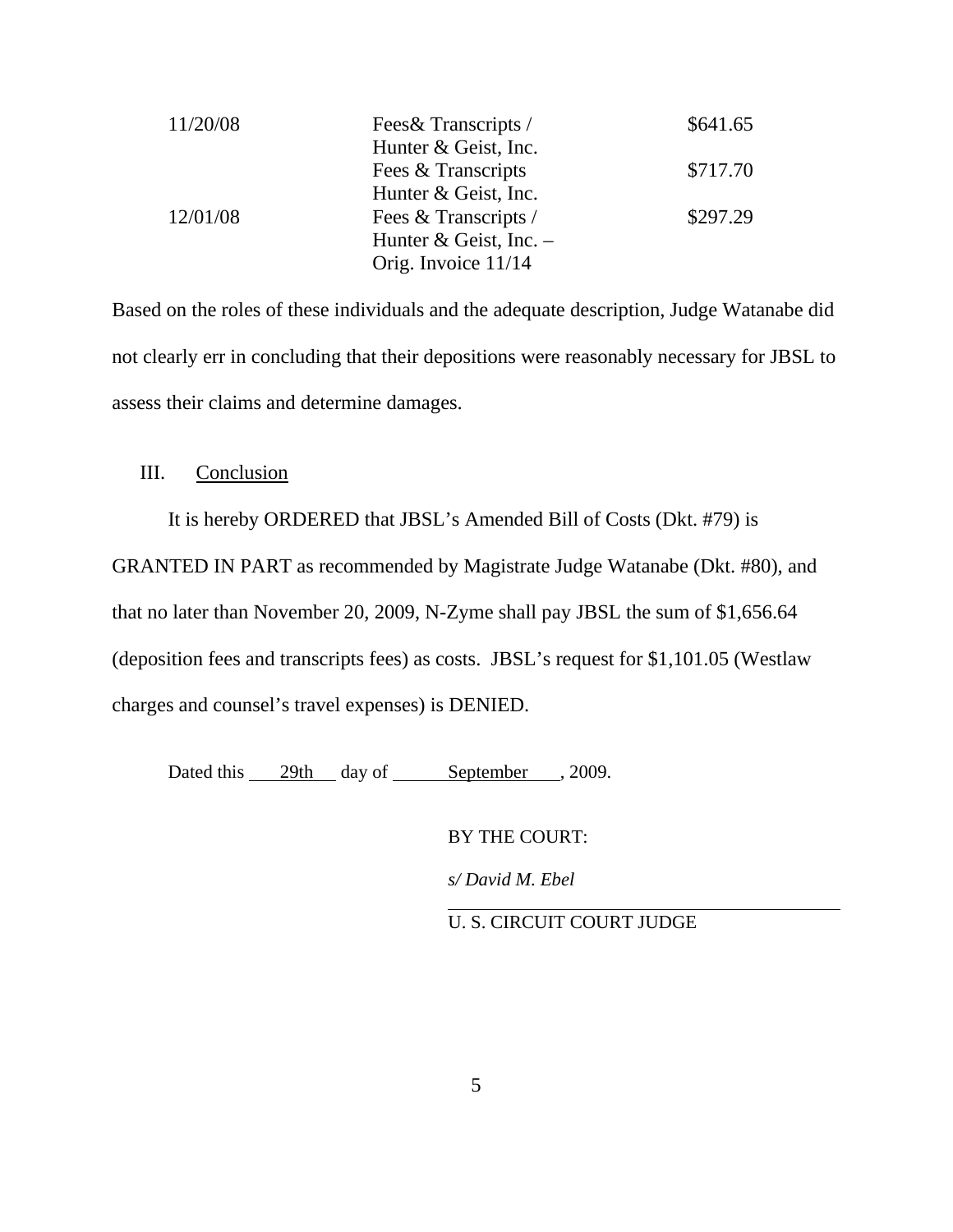| | | |
|---|---|---|
| 11/20/08 | Fees& Transcripts / Hunter & Geist, Inc. | $641.65 |
| | Fees & Transcripts Hunter & Geist, Inc. | $717.70 |
| 12/01/08 | Fees & Transcripts / Hunter & Geist, Inc. – Orig. Invoice 11/14 | $297.29 |

Based on the roles of these individuals and the adequate description, Judge Watanabe did not clearly err in concluding that their depositions were reasonably necessary for JBSL to assess their claims and determine damages.

## III. Conclusion

It is hereby ORDERED that JBSL's Amended Bill of Costs (Dkt. #79) is GRANTED IN PART as recommended by Magistrate Judge Watanabe (Dkt. #80), and that no later than November 20, 2009, N-Zyme shall pay JBSL the sum of $1,656.64 (deposition fees and transcripts fees) as costs. JBSL's request for $1,101.05 (Westlaw charges and counsel's travel expenses) is DENIED.

Dated this 29th day of September, 2009.

BY THE COURT:

*s/ David M. Ebel*

U. S. CIRCUIT COURT JUDGE